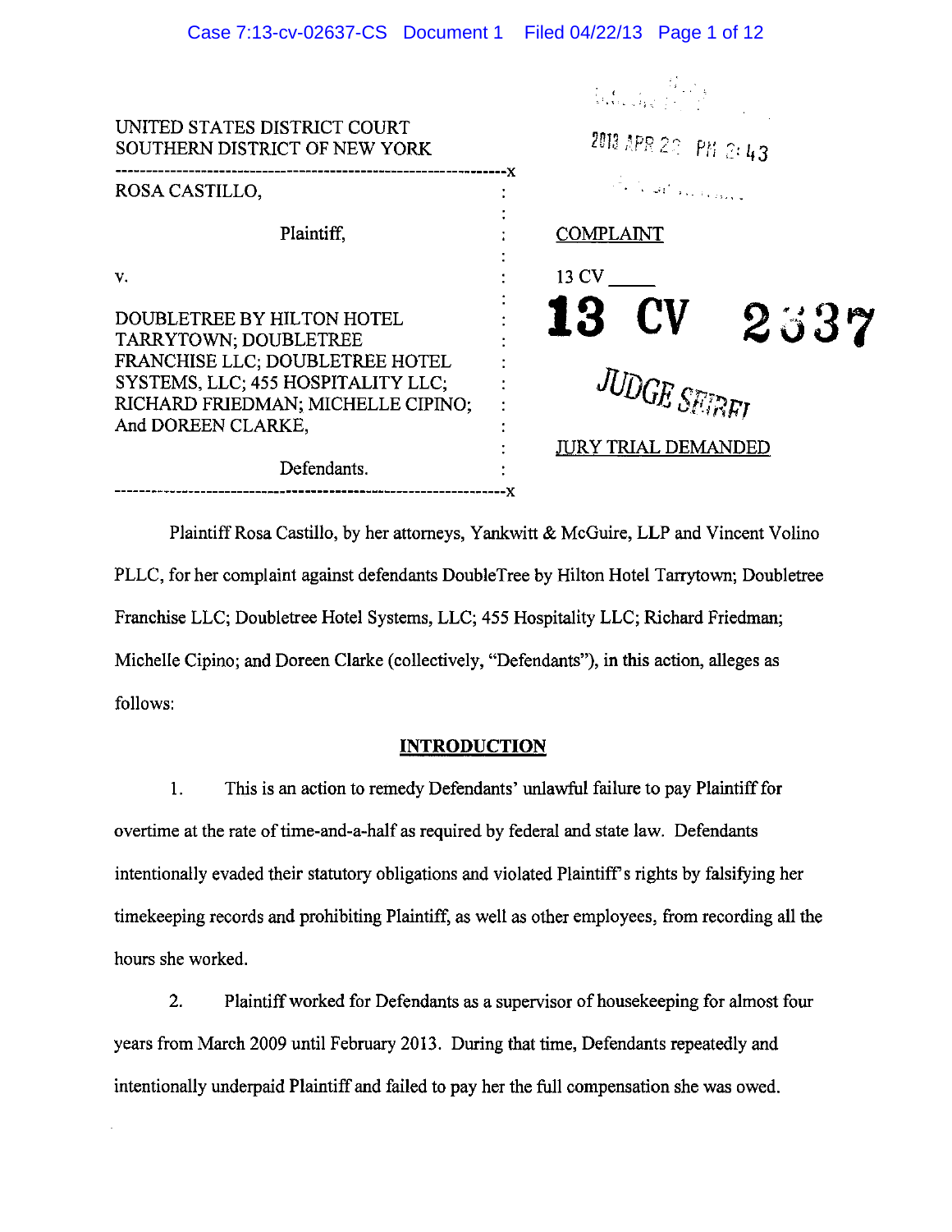UNITED STATES DISTRICT COURT
SOUTHERN DISTRICT OF NEW YORK

2013 APR 22 PM 2:43

| | |
|---|---|
| ROSA CASTILLO,<br><br>Plaintiff,<br><br>v.<br><br>DOUBLETREE BY HILTON HOTEL TARRYTOWN; DOUBLETREE FRANCHISE LLC; DOUBLETREE HOTEL SYSTEMS, LLC; 455 HOSPITALITY LLC; RICHARD FRIEDMAN; MICHELLE CIPINO; And DOREEN CLARKE,<br><br>Defendants. | COMPLAINT<br><br>13 CV ____<br><br>**13 CV 2637**<br><br>JUDGE SEIBEL<br><br>JURY TRIAL DEMANDED |

Plaintiff Rosa Castillo, by her attorneys, Yankwitt & McGuire, LLP and Vincent Volino PLLC, for her complaint against defendants DoubleTree by Hilton Hotel Tarrytown; Doubletree Franchise LLC; Doubletree Hotel Systems, LLC; 455 Hospitality LLC; Richard Friedman; Michelle Cipino; and Doreen Clarke (collectively, "Defendants"), in this action, alleges as follows:

## INTRODUCTION

1. This is an action to remedy Defendants' unlawful failure to pay Plaintiff for overtime at the rate of time-and-a-half as required by federal and state law. Defendants intentionally evaded their statutory obligations and violated Plaintiff's rights by falsifying her timekeeping records and prohibiting Plaintiff, as well as other employees, from recording all the hours she worked.

2. Plaintiff worked for Defendants as a supervisor of housekeeping for almost four years from March 2009 until February 2013. During that time, Defendants repeatedly and intentionally underpaid Plaintiff and failed to pay her the full compensation she was owed.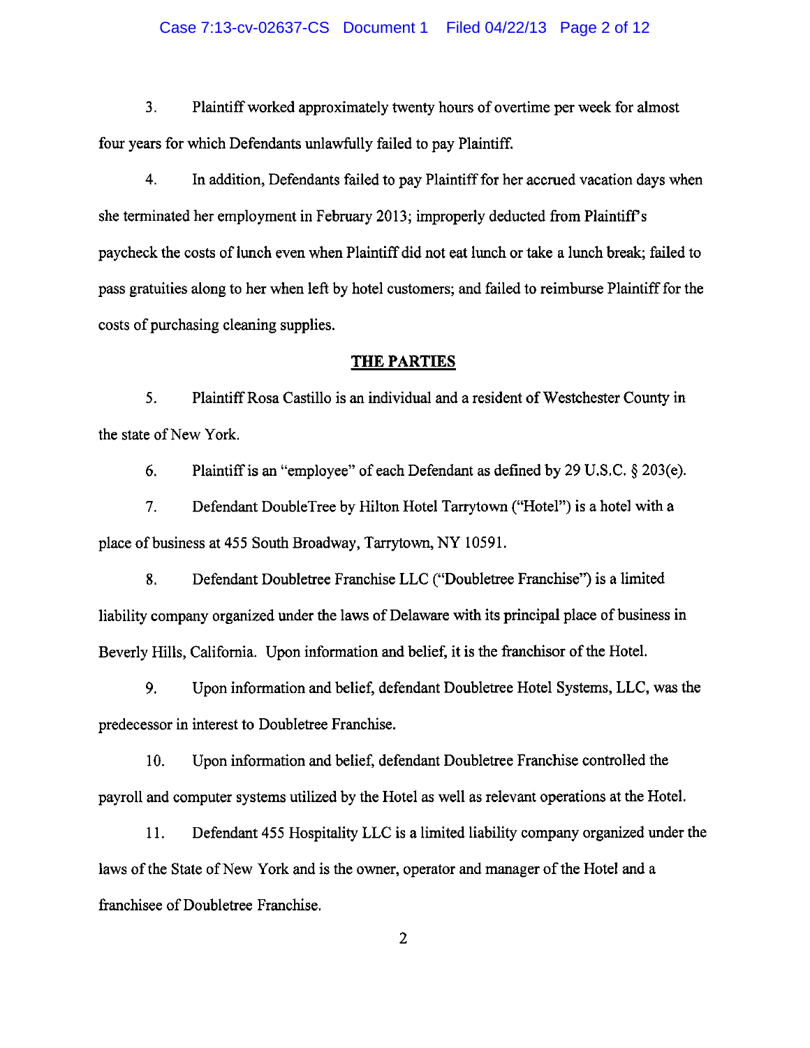3. Plaintiff worked approximately twenty hours of overtime per week for almost four years for which Defendants unlawfully failed to pay Plaintiff.

4. In addition, Defendants failed to pay Plaintiff for her accrued vacation days when she terminated her employment in February 2013; improperly deducted from Plaintiff's paycheck the costs of lunch even when Plaintiff did not eat lunch or take a lunch break; failed to pass gratuities along to her when left by hotel customers; and failed to reimburse Plaintiff for the costs of purchasing cleaning supplies.

## THE PARTIES

5. Plaintiff Rosa Castillo is an individual and a resident of Westchester County in the state of New York.

6. Plaintiff is an "employee" of each Defendant as defined by 29 U.S.C. § 203(e).

7. Defendant DoubleTree by Hilton Hotel Tarrytown ("Hotel") is a hotel with a place of business at 455 South Broadway, Tarrytown, NY 10591.

8. Defendant Doubletree Franchise LLC ("Doubletree Franchise") is a limited liability company organized under the laws of Delaware with its principal place of business in Beverly Hills, California. Upon information and belief, it is the franchisor of the Hotel.

9. Upon information and belief, defendant Doubletree Hotel Systems, LLC, was the predecessor in interest to Doubletree Franchise.

10. Upon information and belief, defendant Doubletree Franchise controlled the payroll and computer systems utilized by the Hotel as well as relevant operations at the Hotel.

11. Defendant 455 Hospitality LLC is a limited liability company organized under the laws of the State of New York and is the owner, operator and manager of the Hotel and a franchisee of Doubletree Franchise.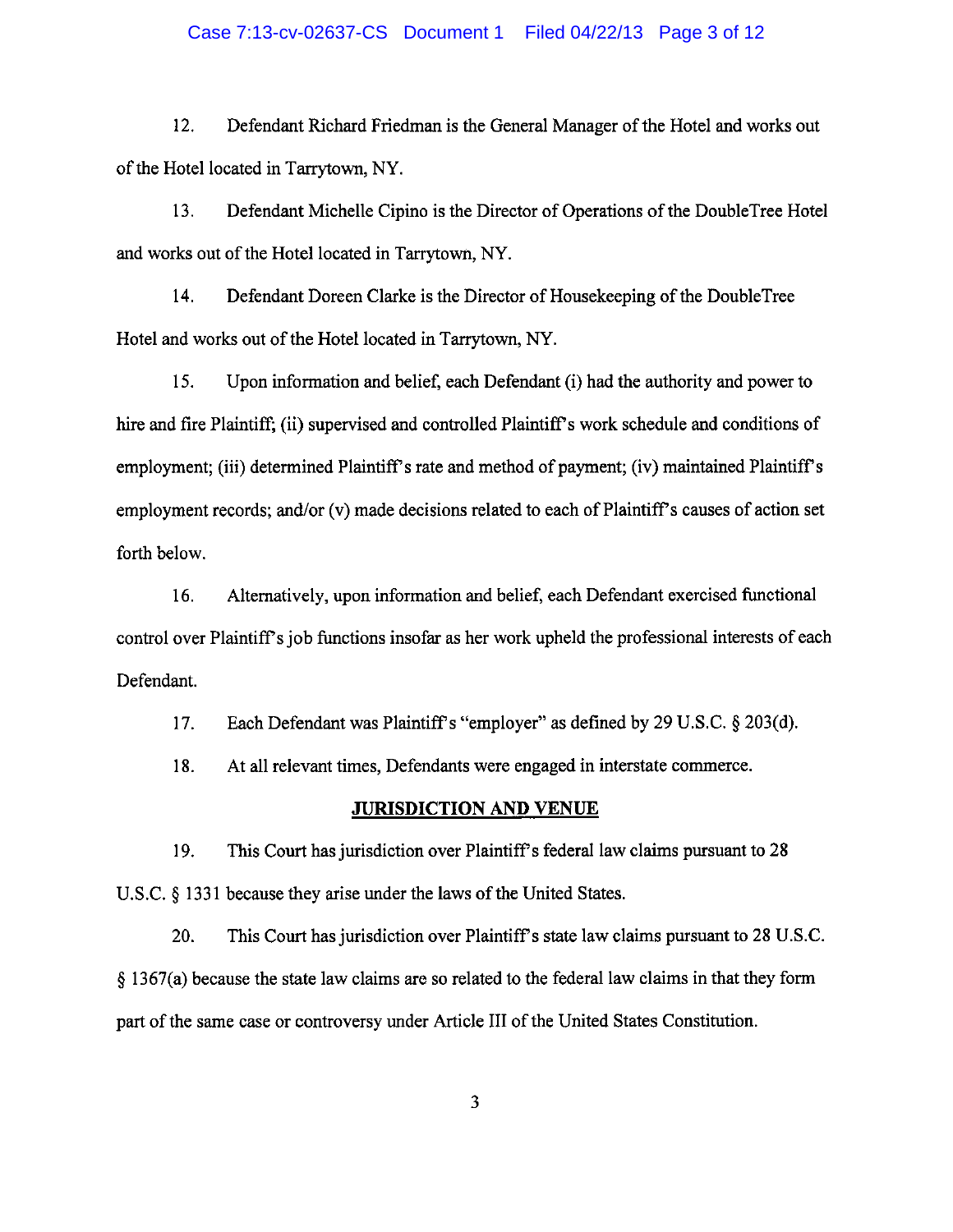12. Defendant Richard Friedman is the General Manager of the Hotel and works out of the Hotel located in Tarrytown, NY.

13. Defendant Michelle Cipino is the Director of Operations of the DoubleTree Hotel and works out of the Hotel located in Tarrytown, NY.

14. Defendant Doreen Clarke is the Director of Housekeeping of the DoubleTree Hotel and works out of the Hotel located in Tarrytown, NY.

15. Upon information and belief, each Defendant (i) had the authority and power to hire and fire Plaintiff; (ii) supervised and controlled Plaintiff's work schedule and conditions of employment; (iii) determined Plaintiff's rate and method of payment; (iv) maintained Plaintiff's employment records; and/or (v) made decisions related to each of Plaintiff's causes of action set forth below.

16. Alternatively, upon information and belief, each Defendant exercised functional control over Plaintiff's job functions insofar as her work upheld the professional interests of each Defendant.

17. Each Defendant was Plaintiff's "employer" as defined by 29 U.S.C. § 203(d).

18. At all relevant times, Defendants were engaged in interstate commerce.

## JURISDICTION AND VENUE

19. This Court has jurisdiction over Plaintiff's federal law claims pursuant to 28 U.S.C. § 1331 because they arise under the laws of the United States.

20. This Court has jurisdiction over Plaintiff's state law claims pursuant to 28 U.S.C. § 1367(a) because the state law claims are so related to the federal law claims in that they form part of the same case or controversy under Article III of the United States Constitution.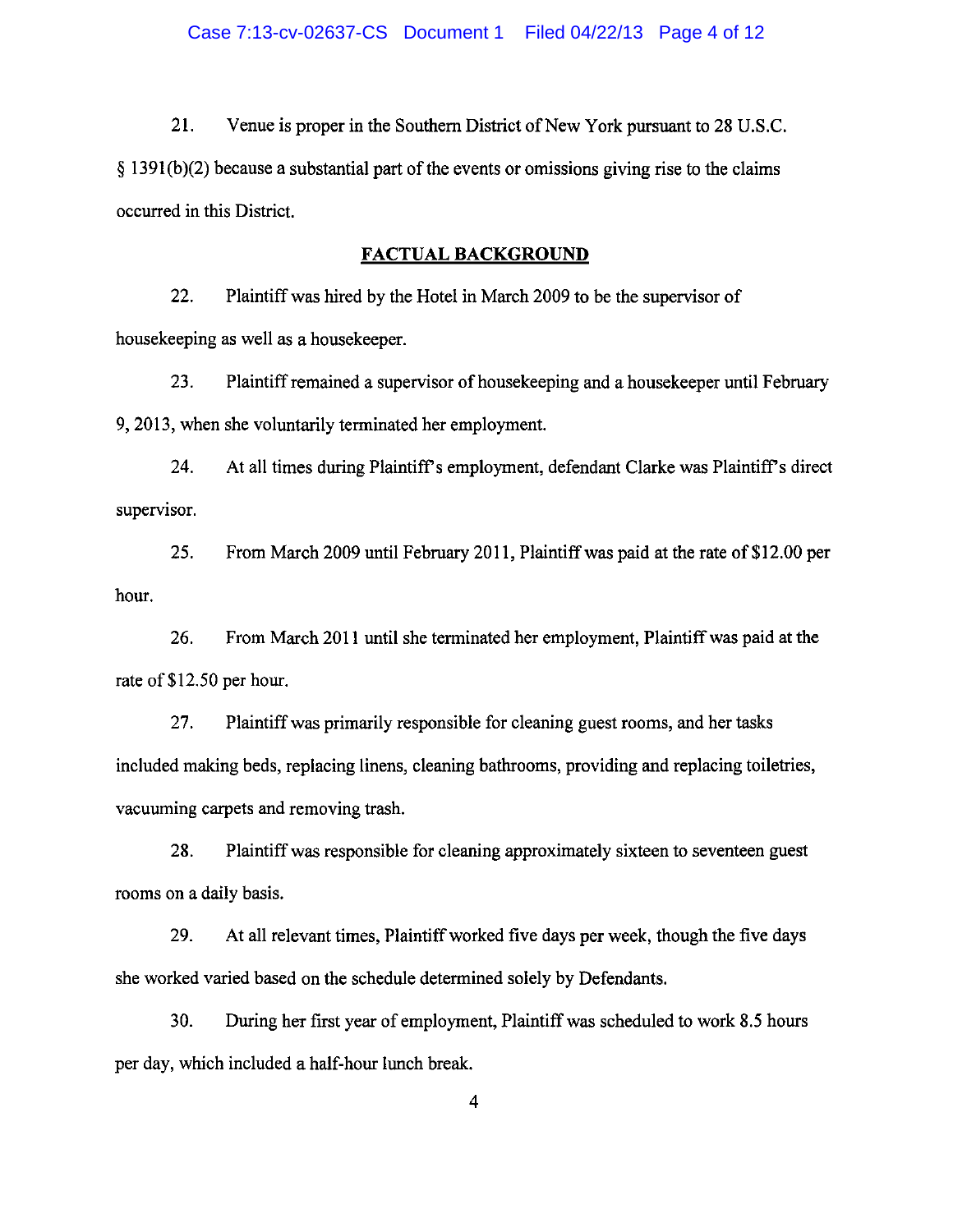21. Venue is proper in the Southern District of New York pursuant to 28 U.S.C. § 1391(b)(2) because a substantial part of the events or omissions giving rise to the claims occurred in this District.

## FACTUAL BACKGROUND

22. Plaintiff was hired by the Hotel in March 2009 to be the supervisor of housekeeping as well as a housekeeper.

23. Plaintiff remained a supervisor of housekeeping and a housekeeper until February 9, 2013, when she voluntarily terminated her employment.

24. At all times during Plaintiff's employment, defendant Clarke was Plaintiff's direct supervisor.

25. From March 2009 until February 2011, Plaintiff was paid at the rate of $12.00 per hour.

26. From March 2011 until she terminated her employment, Plaintiff was paid at the rate of $12.50 per hour.

27. Plaintiff was primarily responsible for cleaning guest rooms, and her tasks included making beds, replacing linens, cleaning bathrooms, providing and replacing toiletries, vacuuming carpets and removing trash.

28. Plaintiff was responsible for cleaning approximately sixteen to seventeen guest rooms on a daily basis.

29. At all relevant times, Plaintiff worked five days per week, though the five days she worked varied based on the schedule determined solely by Defendants.

30. During her first year of employment, Plaintiff was scheduled to work 8.5 hours per day, which included a half-hour lunch break.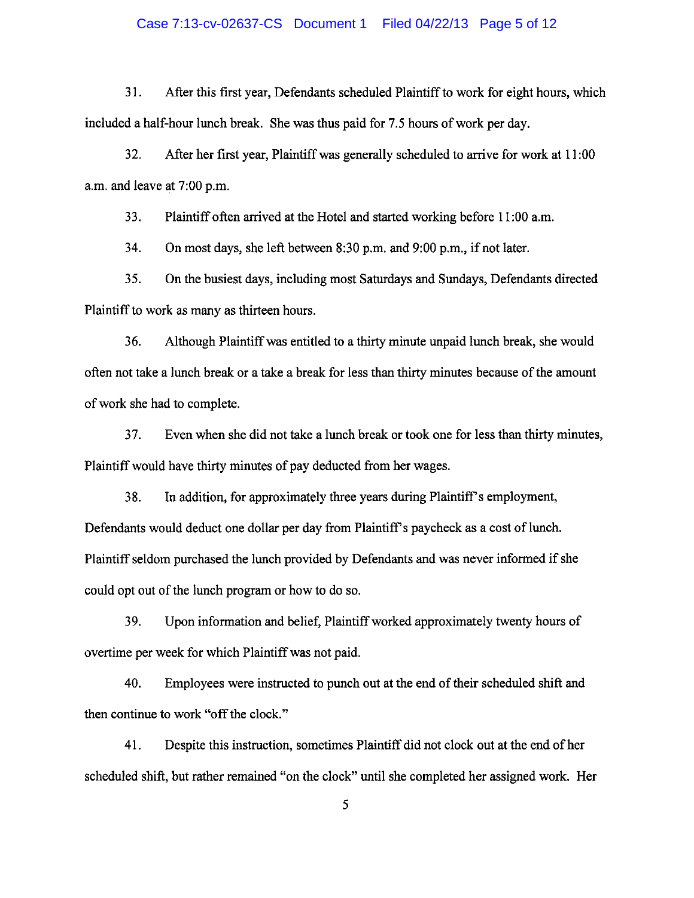31. After this first year, Defendants scheduled Plaintiff to work for eight hours, which included a half-hour lunch break. She was thus paid for 7.5 hours of work per day.

32. After her first year, Plaintiff was generally scheduled to arrive for work at 11:00 a.m. and leave at 7:00 p.m.

33. Plaintiff often arrived at the Hotel and started working before 11:00 a.m.

34. On most days, she left between 8:30 p.m. and 9:00 p.m., if not later.

35. On the busiest days, including most Saturdays and Sundays, Defendants directed Plaintiff to work as many as thirteen hours.

36. Although Plaintiff was entitled to a thirty minute unpaid lunch break, she would often not take a lunch break or a take a break for less than thirty minutes because of the amount of work she had to complete.

37. Even when she did not take a lunch break or took one for less than thirty minutes, Plaintiff would have thirty minutes of pay deducted from her wages.

38. In addition, for approximately three years during Plaintiff's employment, Defendants would deduct one dollar per day from Plaintiff's paycheck as a cost of lunch. Plaintiff seldom purchased the lunch provided by Defendants and was never informed if she could opt out of the lunch program or how to do so.

39. Upon information and belief, Plaintiff worked approximately twenty hours of overtime per week for which Plaintiff was not paid.

40. Employees were instructed to punch out at the end of their scheduled shift and then continue to work "off the clock."

41. Despite this instruction, sometimes Plaintiff did not clock out at the end of her scheduled shift, but rather remained "on the clock" until she completed her assigned work. Her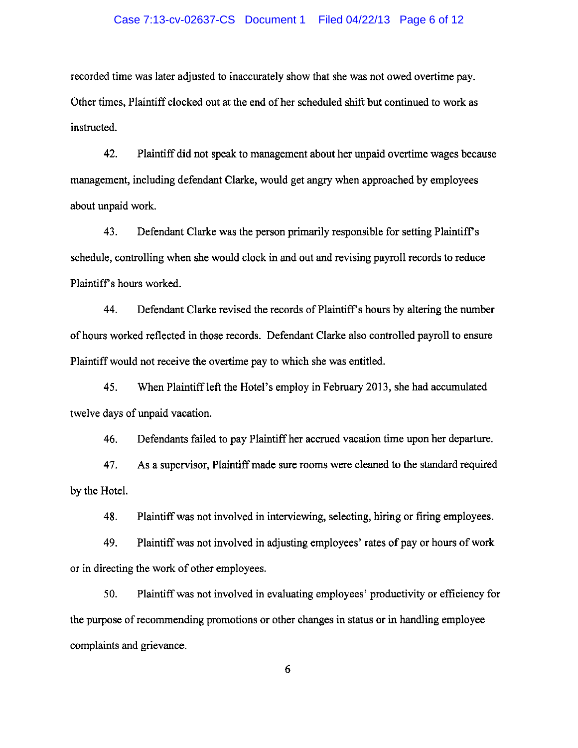recorded time was later adjusted to inaccurately show that she was not owed overtime pay. Other times, Plaintiff clocked out at the end of her scheduled shift but continued to work as instructed.

42. Plaintiff did not speak to management about her unpaid overtime wages because management, including defendant Clarke, would get angry when approached by employees about unpaid work.

43. Defendant Clarke was the person primarily responsible for setting Plaintiff's schedule, controlling when she would clock in and out and revising payroll records to reduce Plaintiff's hours worked.

44. Defendant Clarke revised the records of Plaintiff's hours by altering the number of hours worked reflected in those records. Defendant Clarke also controlled payroll to ensure Plaintiff would not receive the overtime pay to which she was entitled.

45. When Plaintiff left the Hotel's employ in February 2013, she had accumulated twelve days of unpaid vacation.

46. Defendants failed to pay Plaintiff her accrued vacation time upon her departure.

47. As a supervisor, Plaintiff made sure rooms were cleaned to the standard required by the Hotel.

48. Plaintiff was not involved in interviewing, selecting, hiring or firing employees.

49. Plaintiff was not involved in adjusting employees' rates of pay or hours of work or in directing the work of other employees.

50. Plaintiff was not involved in evaluating employees' productivity or efficiency for the purpose of recommending promotions or other changes in status or in handling employee complaints and grievance.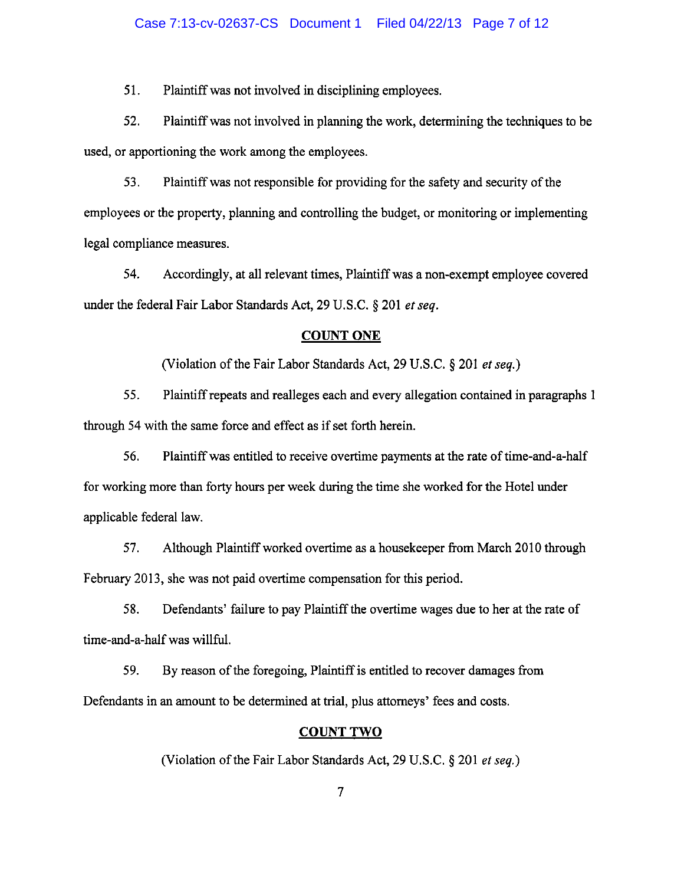51. Plaintiff was not involved in disciplining employees.

52. Plaintiff was not involved in planning the work, determining the techniques to be used, or apportioning the work among the employees.

53. Plaintiff was not responsible for providing for the safety and security of the employees or the property, planning and controlling the budget, or monitoring or implementing legal compliance measures.

54. Accordingly, at all relevant times, Plaintiff was a non-exempt employee covered under the federal Fair Labor Standards Act, 29 U.S.C. § 201 *et seq*.

**COUNT ONE**

(Violation of the Fair Labor Standards Act, 29 U.S.C. § 201 *et seq.*)

55. Plaintiff repeats and realleges each and every allegation contained in paragraphs 1 through 54 with the same force and effect as if set forth herein.

56. Plaintiff was entitled to receive overtime payments at the rate of time-and-a-half for working more than forty hours per week during the time she worked for the Hotel under applicable federal law.

57. Although Plaintiff worked overtime as a housekeeper from March 2010 through February 2013, she was not paid overtime compensation for this period.

58. Defendants' failure to pay Plaintiff the overtime wages due to her at the rate of time-and-a-half was willful.

59. By reason of the foregoing, Plaintiff is entitled to recover damages from Defendants in an amount to be determined at trial, plus attorneys' fees and costs.

**COUNT TWO**

(Violation of the Fair Labor Standards Act, 29 U.S.C. § 201 *et seq.*)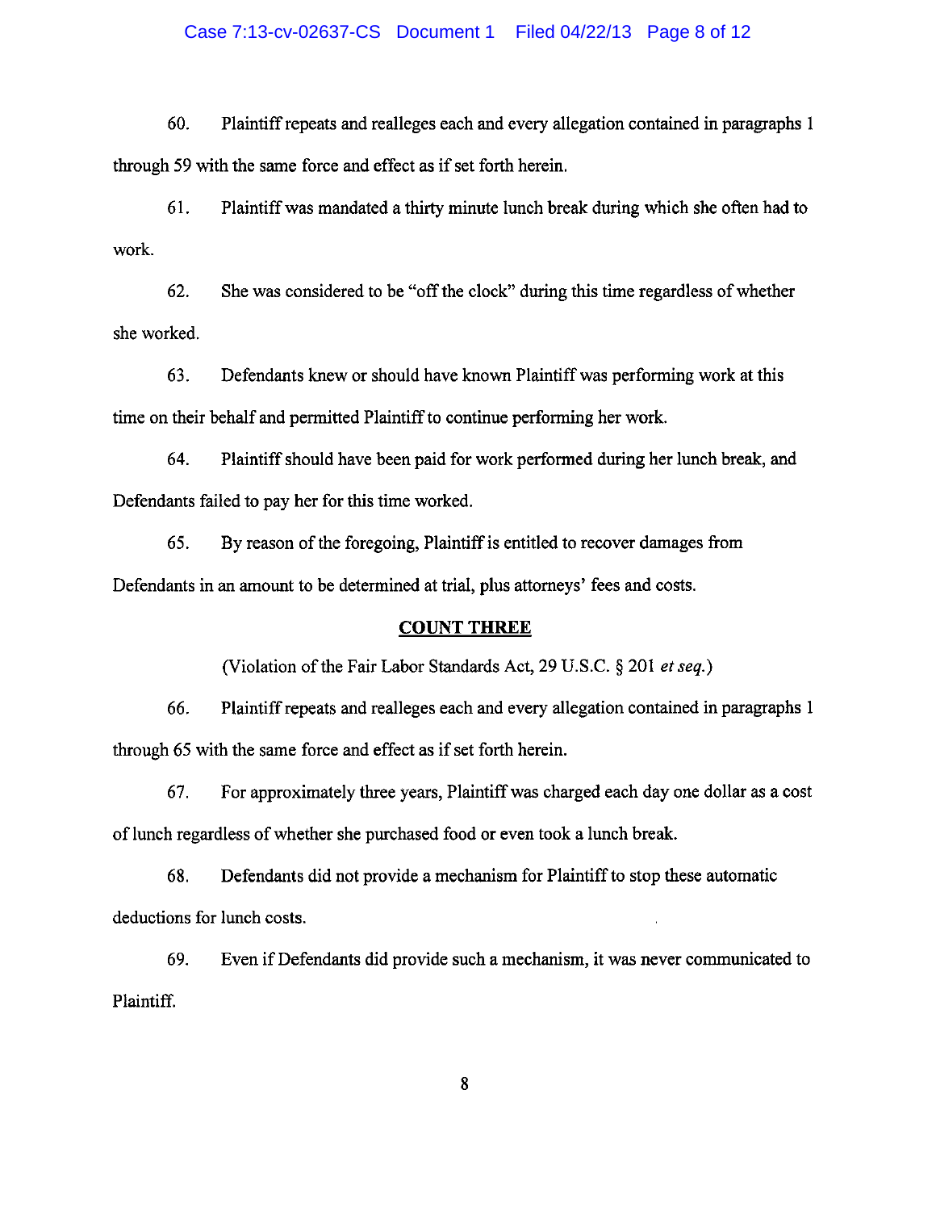60. Plaintiff repeats and realleges each and every allegation contained in paragraphs 1 through 59 with the same force and effect as if set forth herein.

61. Plaintiff was mandated a thirty minute lunch break during which she often had to work.

62. She was considered to be "off the clock" during this time regardless of whether she worked.

63. Defendants knew or should have known Plaintiff was performing work at this time on their behalf and permitted Plaintiff to continue performing her work.

64. Plaintiff should have been paid for work performed during her lunch break, and Defendants failed to pay her for this time worked.

65. By reason of the foregoing, Plaintiff is entitled to recover damages from Defendants in an amount to be determined at trial, plus attorneys' fees and costs.

**COUNT THREE**

(Violation of the Fair Labor Standards Act, 29 U.S.C. § 201 *et seq.*)

66. Plaintiff repeats and realleges each and every allegation contained in paragraphs 1 through 65 with the same force and effect as if set forth herein.

67. For approximately three years, Plaintiff was charged each day one dollar as a cost of lunch regardless of whether she purchased food or even took a lunch break.

68. Defendants did not provide a mechanism for Plaintiff to stop these automatic deductions for lunch costs.

69. Even if Defendants did provide such a mechanism, it was never communicated to Plaintiff.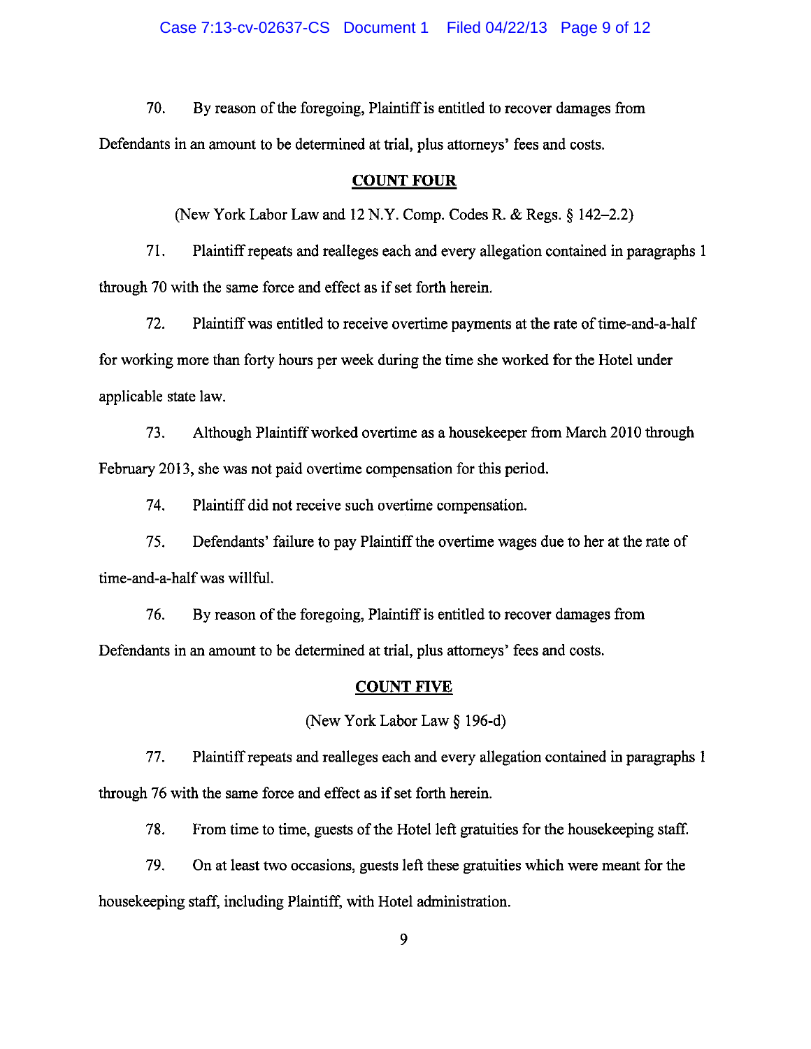70. By reason of the foregoing, Plaintiff is entitled to recover damages from Defendants in an amount to be determined at trial, plus attorneys' fees and costs.

**COUNT FOUR**

(New York Labor Law and 12 N.Y. Comp. Codes R. & Regs. § 142–2.2)

71. Plaintiff repeats and realleges each and every allegation contained in paragraphs 1 through 70 with the same force and effect as if set forth herein.

72. Plaintiff was entitled to receive overtime payments at the rate of time-and-a-half for working more than forty hours per week during the time she worked for the Hotel under applicable state law.

73. Although Plaintiff worked overtime as a housekeeper from March 2010 through February 2013, she was not paid overtime compensation for this period.

74. Plaintiff did not receive such overtime compensation.

75. Defendants' failure to pay Plaintiff the overtime wages due to her at the rate of time-and-a-half was willful.

76. By reason of the foregoing, Plaintiff is entitled to recover damages from Defendants in an amount to be determined at trial, plus attorneys' fees and costs.

**COUNT FIVE**

(New York Labor Law § 196-d)

77. Plaintiff repeats and realleges each and every allegation contained in paragraphs 1 through 76 with the same force and effect as if set forth herein.

78. From time to time, guests of the Hotel left gratuities for the housekeeping staff.

79. On at least two occasions, guests left these gratuities which were meant for the housekeeping staff, including Plaintiff, with Hotel administration.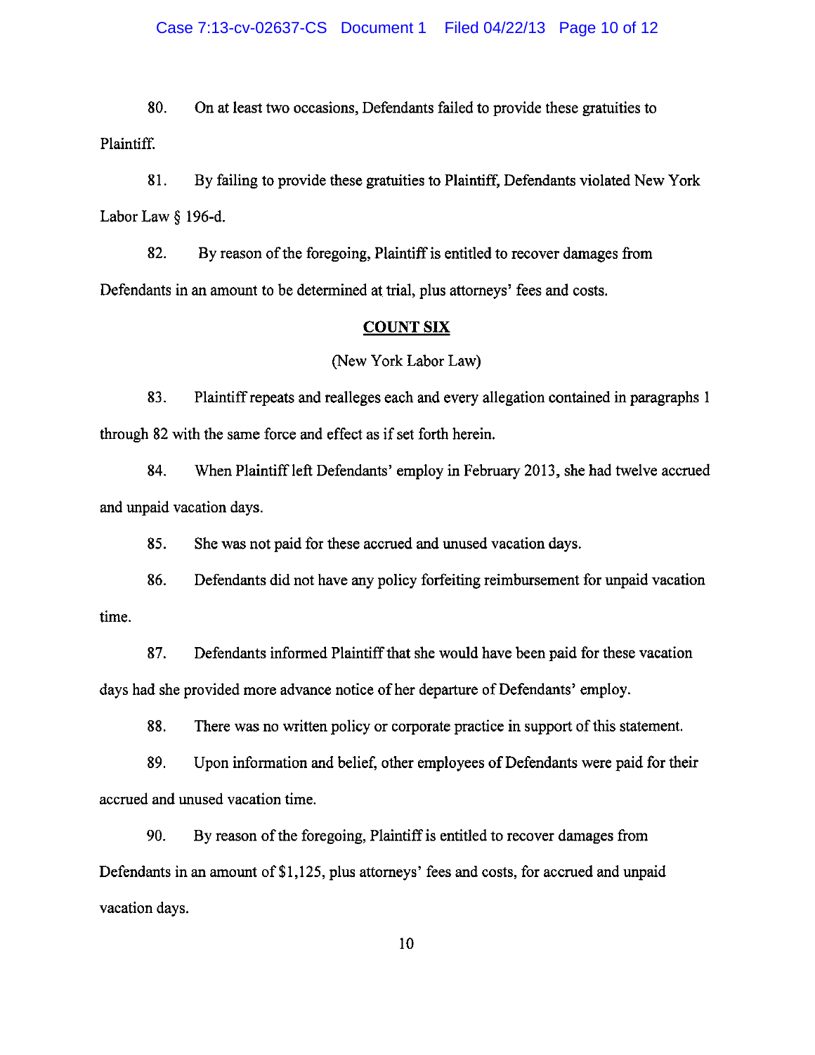80. On at least two occasions, Defendants failed to provide these gratuities to Plaintiff.

81. By failing to provide these gratuities to Plaintiff, Defendants violated New York Labor Law § 196-d.

82. By reason of the foregoing, Plaintiff is entitled to recover damages from Defendants in an amount to be determined at trial, plus attorneys' fees and costs.

## COUNT SIX

(New York Labor Law)

83. Plaintiff repeats and realleges each and every allegation contained in paragraphs 1 through 82 with the same force and effect as if set forth herein.

84. When Plaintiff left Defendants' employ in February 2013, she had twelve accrued and unpaid vacation days.

85. She was not paid for these accrued and unused vacation days.

86. Defendants did not have any policy forfeiting reimbursement for unpaid vacation time.

87. Defendants informed Plaintiff that she would have been paid for these vacation days had she provided more advance notice of her departure of Defendants' employ.

88. There was no written policy or corporate practice in support of this statement.

89. Upon information and belief, other employees of Defendants were paid for their accrued and unused vacation time.

90. By reason of the foregoing, Plaintiff is entitled to recover damages from Defendants in an amount of $1,125, plus attorneys' fees and costs, for accrued and unpaid vacation days.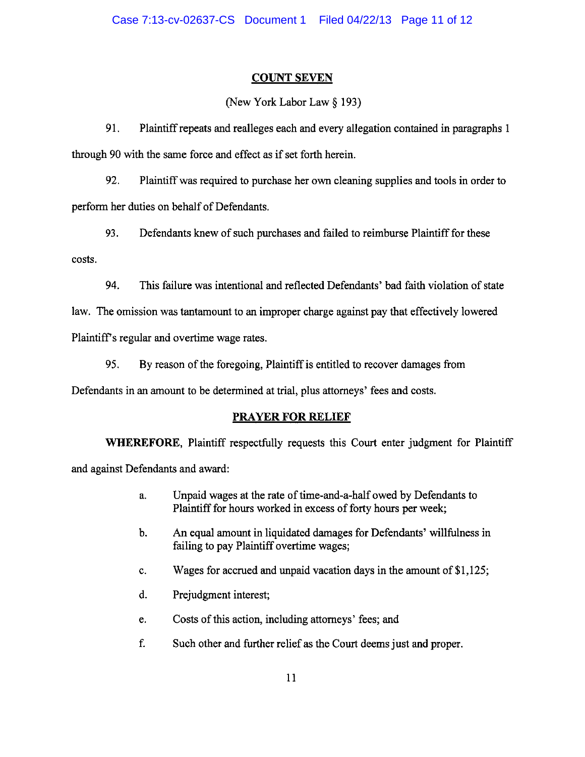## COUNT SEVEN

(New York Labor Law § 193)

91. Plaintiff repeats and realleges each and every allegation contained in paragraphs 1 through 90 with the same force and effect as if set forth herein.

92. Plaintiff was required to purchase her own cleaning supplies and tools in order to perform her duties on behalf of Defendants.

93. Defendants knew of such purchases and failed to reimburse Plaintiff for these costs.

94. This failure was intentional and reflected Defendants' bad faith violation of state law. The omission was tantamount to an improper charge against pay that effectively lowered Plaintiff's regular and overtime wage rates.

95. By reason of the foregoing, Plaintiff is entitled to recover damages from Defendants in an amount to be determined at trial, plus attorneys' fees and costs.

## PRAYER FOR RELIEF

**WHEREFORE,** Plaintiff respectfully requests this Court enter judgment for Plaintiff and against Defendants and award:

a. Unpaid wages at the rate of time-and-a-half owed by Defendants to Plaintiff for hours worked in excess of forty hours per week;

b. An equal amount in liquidated damages for Defendants' willfulness in failing to pay Plaintiff overtime wages;

c. Wages for accrued and unpaid vacation days in the amount of $1,125;

d. Prejudgment interest;

e. Costs of this action, including attorneys' fees; and

f. Such other and further relief as the Court deems just and proper.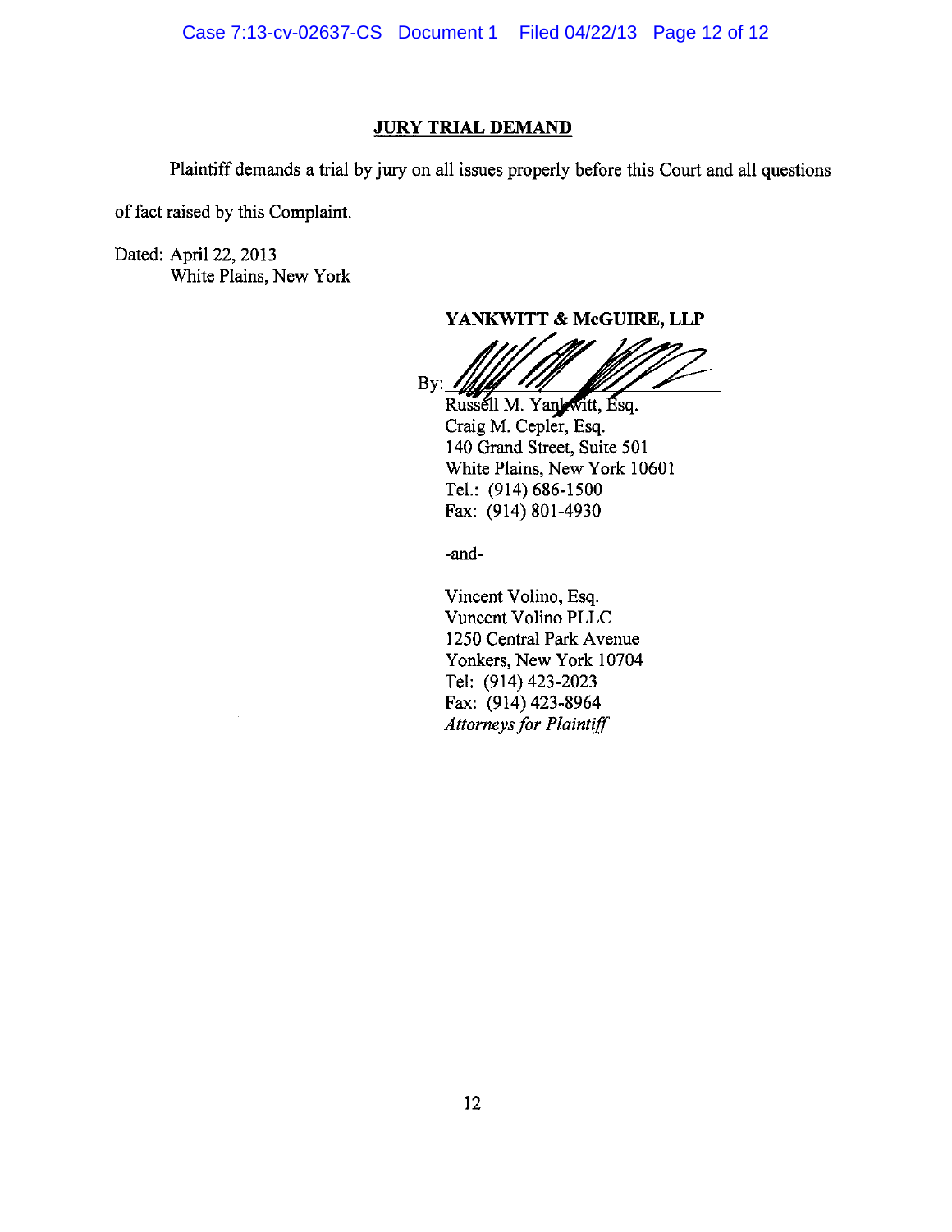## JURY TRIAL DEMAND

Plaintiff demands a trial by jury on all issues properly before this Court and all questions of fact raised by this Complaint.

Dated: April 22, 2013
White Plains, New York

**YANKWITT & McGUIRE, LLP**

By: ____________________
Russell M. Yankwitt, Esq.
Craig M. Cepler, Esq.
140 Grand Street, Suite 501
White Plains, New York 10601
Tel.: (914) 686-1500
Fax: (914) 801-4930

-and-

Vincent Volino, Esq.
Vuncent Volino PLLC
1250 Central Park Avenue
Yonkers, New York 10704
Tel: (914) 423-2023
Fax: (914) 423-8964
*Attorneys for Plaintiff*